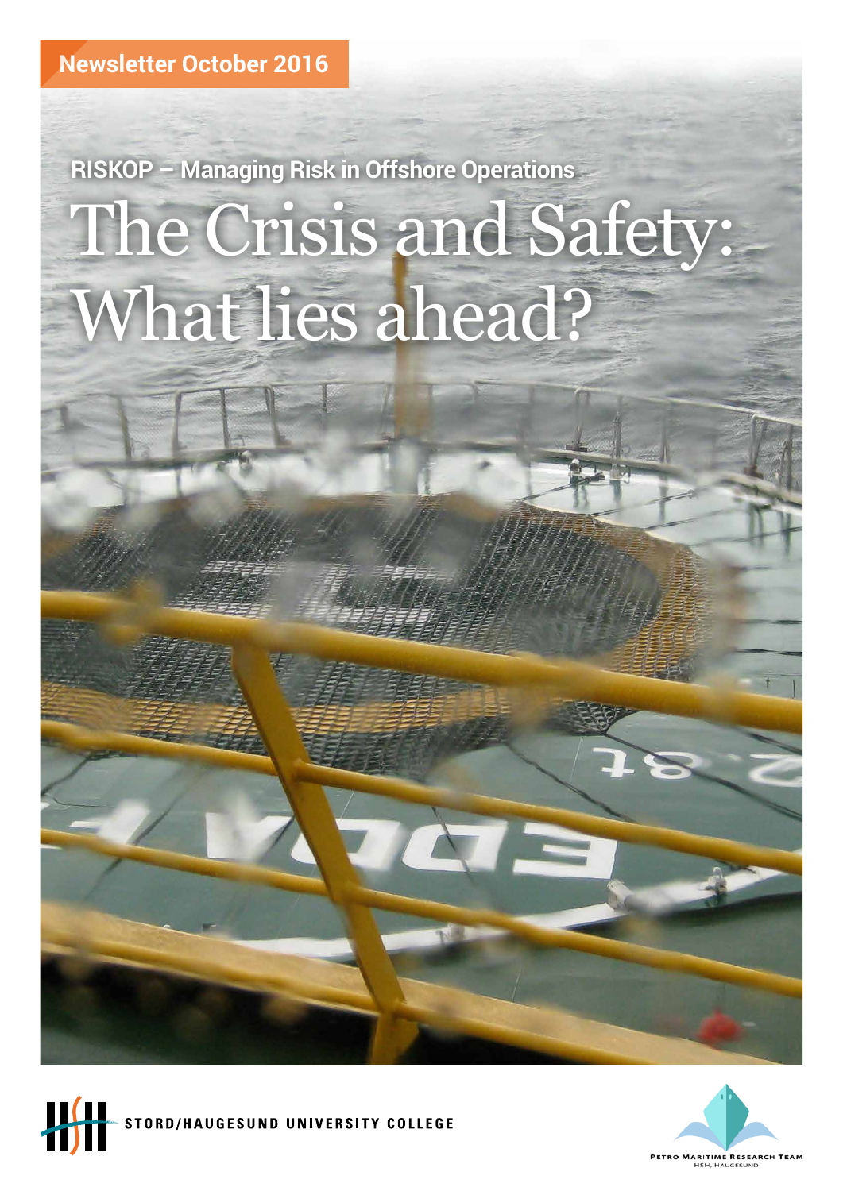Newsletter October 2016

RISKOP – Managing Risk in Offshore Operations

# The Crisis and Safety: What lies ahead?

STORD/HAUGESUND UNIVERSITY COLLEGE

PETRO MARITIME RESEARCH TEAM
HSH, HAUGESUND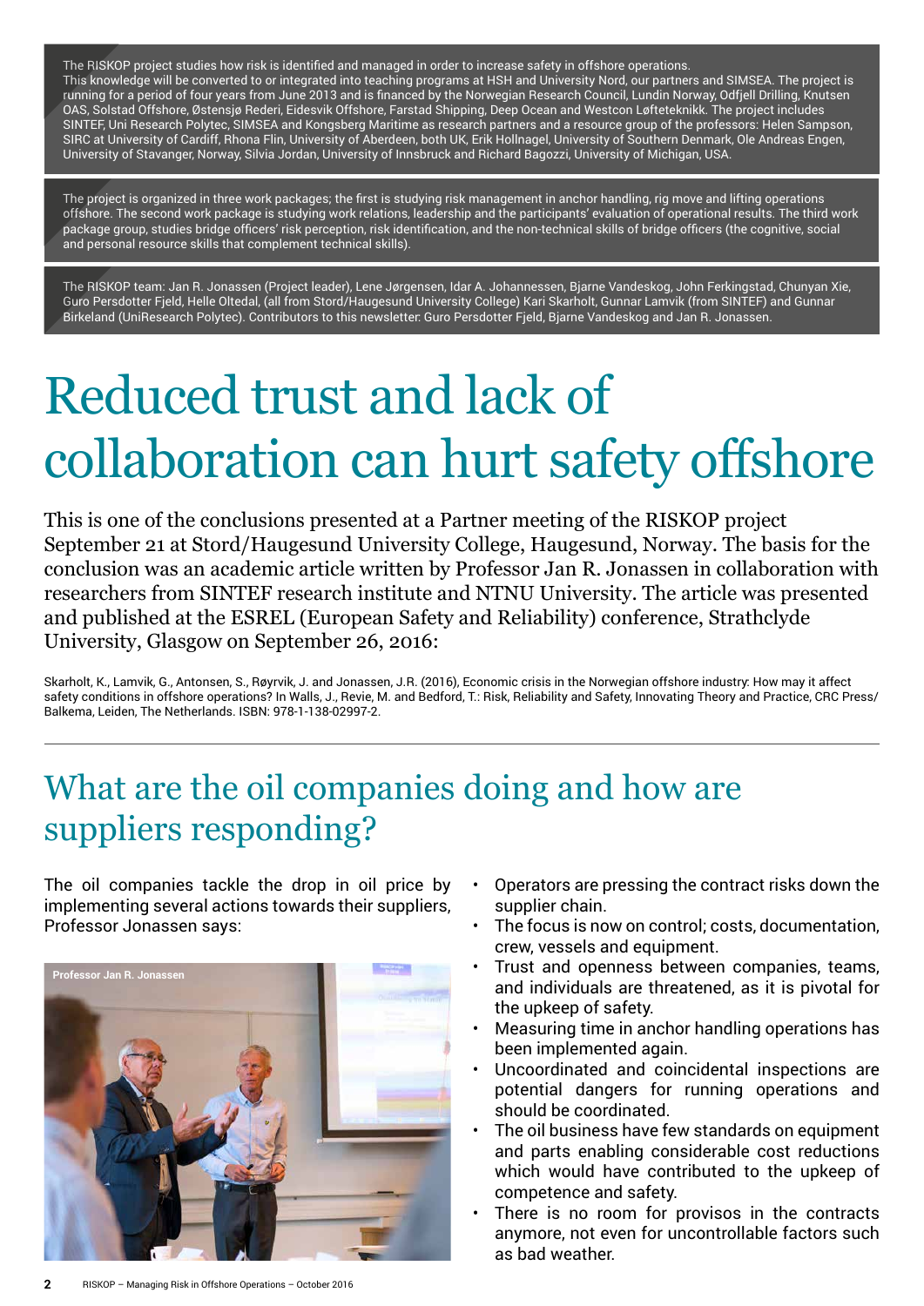The RISKOP project studies how risk is identified and managed in order to increase safety in offshore operations. This knowledge will be converted to or integrated into teaching programs at HSH and University Nord, our partners and SIMSEA. The project is running for a period of four years from June 2013 and is financed by the Norwegian Research Council, Lundin Norway, Odfjell Drilling, Knutsen OAS, Solstad Offshore, Østensjø Rederi, Eidesvik Offshore, Farstad Shipping, Deep Ocean and Westcon Løfteteknikk. The project includes SINTEF, Uni Research Polytec, SIMSEA and Kongsberg Maritime as research partners and a resource group of the professors: Helen Sampson, SIRC at University of Cardiff, Rhona Flin, University of Aberdeen, both UK, Erik Hollnagel, University of Southern Denmark, Ole Andreas Engen, University of Stavanger, Norway, Silvia Jordan, University of Innsbruck and Richard Bagozzi, University of Michigan, USA.

The project is organized in three work packages; the first is studying risk management in anchor handling, rig move and lifting operations offshore. The second work package is studying work relations, leadership and the participants' evaluation of operational results. The third work package group, studies bridge officers' risk perception, risk identification, and the non-technical skills of bridge officers (the cognitive, social and personal resource skills that complement technical skills).

The RISKOP team: Jan R. Jonassen (Project leader), Lene Jørgensen, Idar A. Johannessen, Bjarne Vandeskog, John Ferkingstad, Chunyan Xie, Guro Persdotter Fjeld, Helle Oltedal, (all from Stord/Haugesund University College) Kari Skarholt, Gunnar Lamvik (from SINTEF) and Gunnar Birkeland (UniResearch Polytec). Contributors to this newsletter: Guro Persdotter Fjeld, Bjarne Vandeskog and Jan R. Jonassen.

# Reduced trust and lack of collaboration can hurt safety offshore

This is one of the conclusions presented at a Partner meeting of the RISKOP project September 21 at Stord/Haugesund University College, Haugesund, Norway. The basis for the conclusion was an academic article written by Professor Jan R. Jonassen in collaboration with researchers from SINTEF research institute and NTNU University. The article was presented and published at the ESREL (European Safety and Reliability) conference, Strathclyde University, Glasgow on September 26, 2016:

Skarholt, K., Lamvik, G., Antonsen, S., Røyrvik, J. and Jonassen, J.R. (2016), Economic crisis in the Norwegian offshore industry: How may it affect safety conditions in offshore operations? In Walls, J., Revie, M. and Bedford, T.: Risk, Reliability and Safety, Innovating Theory and Practice, CRC Press/ Balkema, Leiden, The Netherlands. ISBN: 978-1-138-02997-2.

## What are the oil companies doing and how are suppliers responding?

The oil companies tackle the drop in oil price by implementing several actions towards their suppliers, Professor Jonassen says:

Professor Jan R. Jonassen

- Operators are pressing the contract risks down the supplier chain.
- The focus is now on control; costs, documentation, crew, vessels and equipment.
- Trust and openness between companies, teams, and individuals are threatened, as it is pivotal for the upkeep of safety.
- Measuring time in anchor handling operations has been implemented again.
- Uncoordinated and coincidental inspections are potential dangers for running operations and should be coordinated.
- The oil business have few standards on equipment and parts enabling considerable cost reductions which would have contributed to the upkeep of competence and safety.
- There is no room for provisos in the contracts anymore, not even for uncontrollable factors such as bad weather.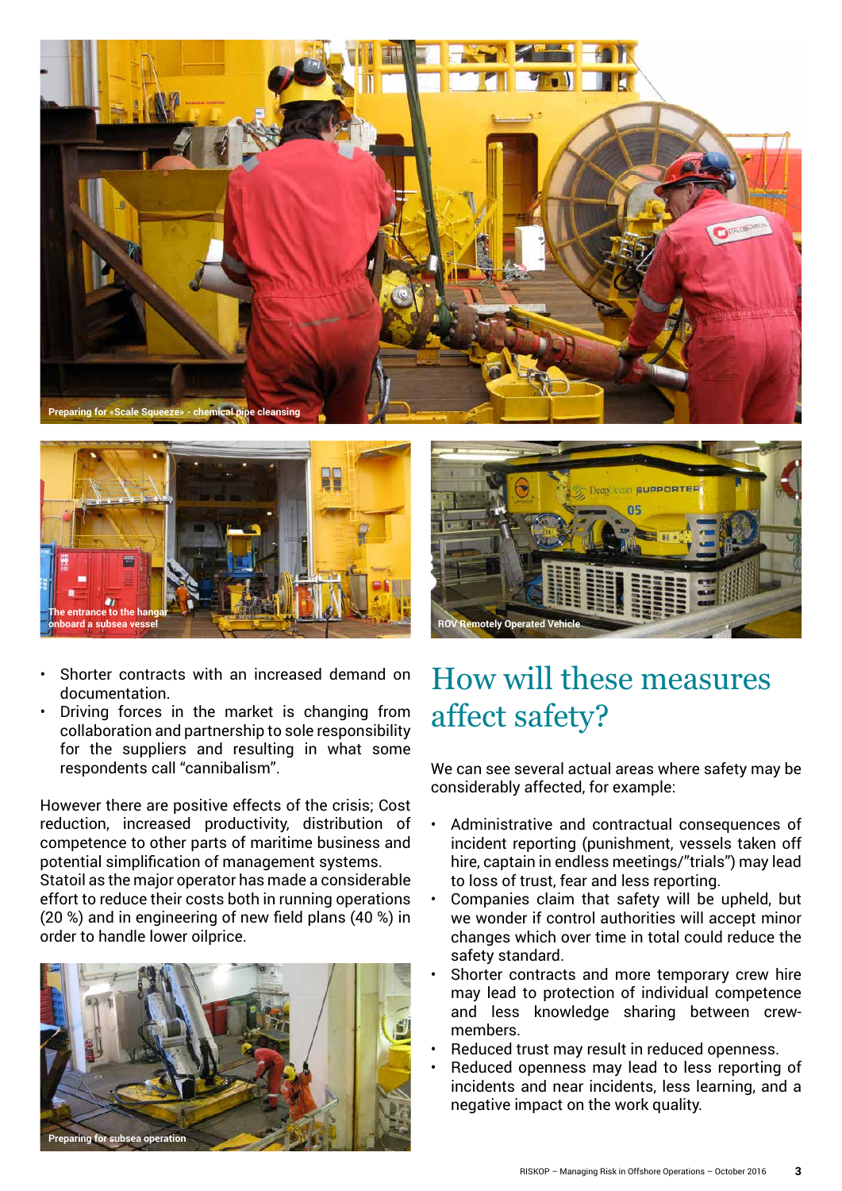Preparing for «Scale Squeeze» - chemical pipe cleansing

The entrance to the hangar onboard a subsea vessel

ROV Remotely Operated Vehicle

- Shorter contracts with an increased demand on documentation.
- Driving forces in the market is changing from collaboration and partnership to sole responsibility for the suppliers and resulting in what some respondents call "cannibalism".

However there are positive effects of the crisis; Cost reduction, increased productivity, distribution of competence to other parts of maritime business and potential simplification of management systems. Statoil as the major operator has made a considerable effort to reduce their costs both in running operations (20 %) and in engineering of new field plans (40 %) in order to handle lower oilprice.

Preparing for subsea operation

# How will these measures affect safety?

We can see several actual areas where safety may be considerably affected, for example:

- Administrative and contractual consequences of incident reporting (punishment, vessels taken off hire, captain in endless meetings/"trials") may lead to loss of trust, fear and less reporting.
- Companies claim that safety will be upheld, but we wonder if control authorities will accept minor changes which over time in total could reduce the safety standard.
- Shorter contracts and more temporary crew hire may lead to protection of individual competence and less knowledge sharing between crew-members.
- Reduced trust may result in reduced openness.
- Reduced openness may lead to less reporting of incidents and near incidents, less learning, and a negative impact on the work quality.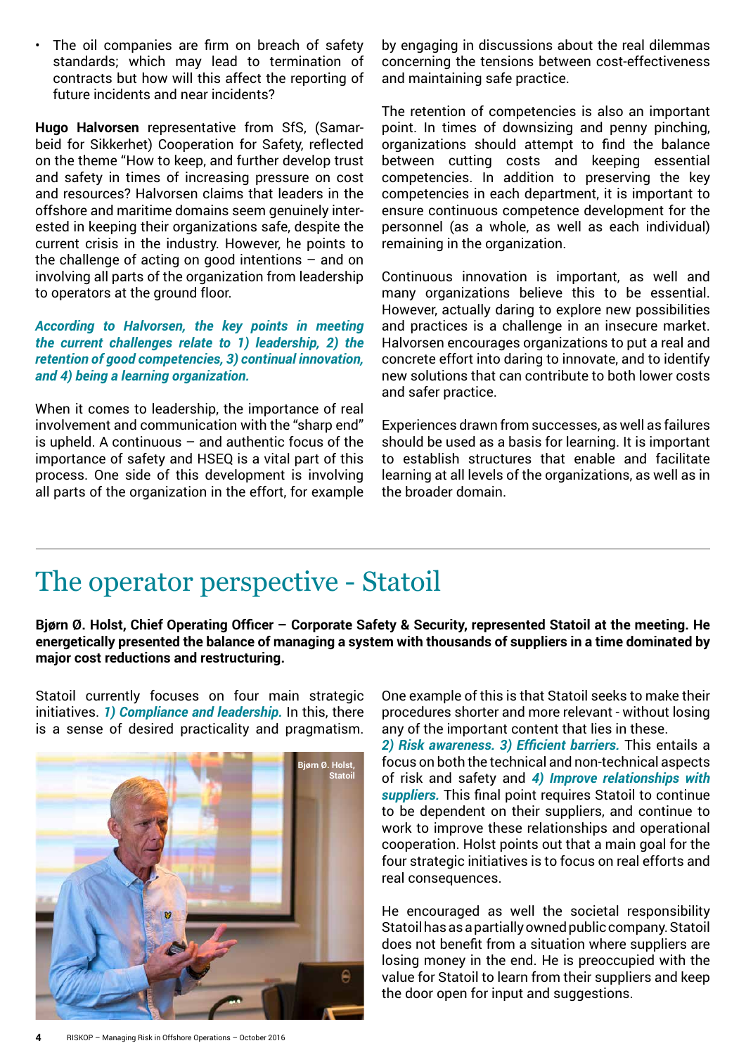- The oil companies are firm on breach of safety standards; which may lead to termination of contracts but how will this affect the reporting of future incidents and near incidents?

**Hugo Halvorsen** representative from SfS, (Samarbeid for Sikkerhet) Cooperation for Safety, reflected on the theme "How to keep, and further develop trust and safety in times of increasing pressure on cost and resources? Halvorsen claims that leaders in the offshore and maritime domains seem genuinely interested in keeping their organizations safe, despite the current crisis in the industry. However, he points to the challenge of acting on good intentions – and on involving all parts of the organization from leadership to operators at the ground floor.

***According to Halvorsen, the key points in meeting the current challenges relate to 1) leadership, 2) the retention of good competencies, 3) continual innovation, and 4) being a learning organization.***

When it comes to leadership, the importance of real involvement and communication with the "sharp end" is upheld. A continuous – and authentic focus of the importance of safety and HSEQ is a vital part of this process. One side of this development is involving all parts of the organization in the effort, for example by engaging in discussions about the real dilemmas concerning the tensions between cost-effectiveness and maintaining safe practice.

The retention of competencies is also an important point. In times of downsizing and penny pinching, organizations should attempt to find the balance between cutting costs and keeping essential competencies. In addition to preserving the key competencies in each department, it is important to ensure continuous competence development for the personnel (as a whole, as well as each individual) remaining in the organization.

Continuous innovation is important, as well and many organizations believe this to be essential. However, actually daring to explore new possibilities and practices is a challenge in an insecure market. Halvorsen encourages organizations to put a real and concrete effort into daring to innovate, and to identify new solutions that can contribute to both lower costs and safer practice.

Experiences drawn from successes, as well as failures should be used as a basis for learning. It is important to establish structures that enable and facilitate learning at all levels of the organizations, as well as in the broader domain.

# The operator perspective - Statoil

**Bjørn Ø. Holst, Chief Operating Officer – Corporate Safety & Security, represented Statoil at the meeting. He energetically presented the balance of managing a system with thousands of suppliers in a time dominated by major cost reductions and restructuring.**

Statoil currently focuses on four main strategic initiatives. ***1) Compliance and leadership.*** In this, there is a sense of desired practicality and pragmatism.

Bjørn Ø. Holst, Statoil

One example of this is that Statoil seeks to make their procedures shorter and more relevant - without losing any of the important content that lies in these.
***2) Risk awareness. 3) Efficient barriers.*** This entails a focus on both the technical and non-technical aspects of risk and safety and ***4) Improve relationships with suppliers.*** This final point requires Statoil to continue to be dependent on their suppliers, and continue to work to improve these relationships and operational cooperation. Holst points out that a main goal for the four strategic initiatives is to focus on real efforts and real consequences.

He encouraged as well the societal responsibility Statoil has as a partially owned public company. Statoil does not benefit from a situation where suppliers are losing money in the end. He is preoccupied with the value for Statoil to learn from their suppliers and keep the door open for input and suggestions.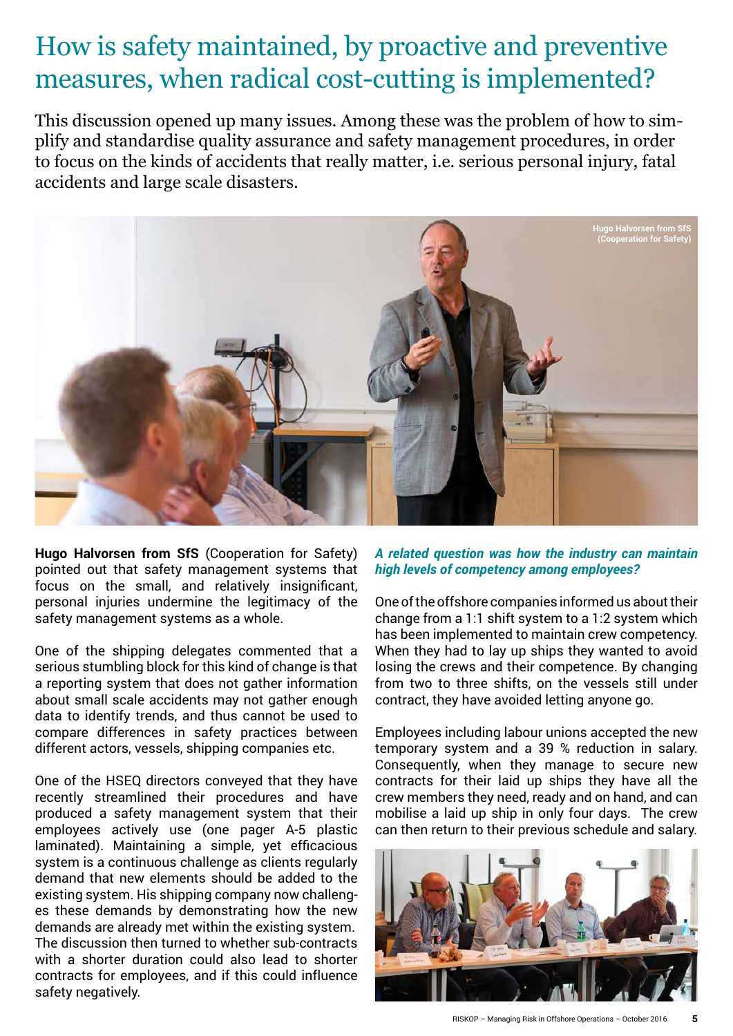# How is safety maintained, by proactive and preventive measures, when radical cost-cutting is implemented?

This discussion opened up many issues. Among these was the problem of how to simplify and standardise quality assurance and safety management procedures, in order to focus on the kinds of accidents that really matter, i.e. serious personal injury, fatal accidents and large scale disasters.

Hugo Halvorsen from SfS (Cooperation for Safety)

**Hugo Halvorsen from SfS** (Cooperation for Safety) pointed out that safety management systems that focus on the small, and relatively insignificant, personal injuries undermine the legitimacy of the safety management systems as a whole.

One of the shipping delegates commented that a serious stumbling block for this kind of change is that a reporting system that does not gather information about small scale accidents may not gather enough data to identify trends, and thus cannot be used to compare differences in safety practices between different actors, vessels, shipping companies etc.

One of the HSEQ directors conveyed that they have recently streamlined their procedures and have produced a safety management system that their employees actively use (one pager A-5 plastic laminated). Maintaining a simple, yet efficacious system is a continuous challenge as clients regularly demand that new elements should be added to the existing system. His shipping company now challenges these demands by demonstrating how the new demands are already met within the existing system. The discussion then turned to whether sub-contracts with a shorter duration could also lead to shorter contracts for employees, and if this could influence safety negatively.

***A related question was how the industry can maintain high levels of competency among employees?***

One of the offshore companies informed us about their change from a 1:1 shift system to a 1:2 system which has been implemented to maintain crew competency. When they had to lay up ships they wanted to avoid losing the crews and their competence. By changing from two to three shifts, on the vessels still under contract, they have avoided letting anyone go.

Employees including labour unions accepted the new temporary system and a 39 % reduction in salary. Consequently, when they manage to secure new contracts for their laid up ships they have all the crew members they need, ready and on hand, and can mobilise a laid up ship in only four days. The crew can then return to their previous schedule and salary.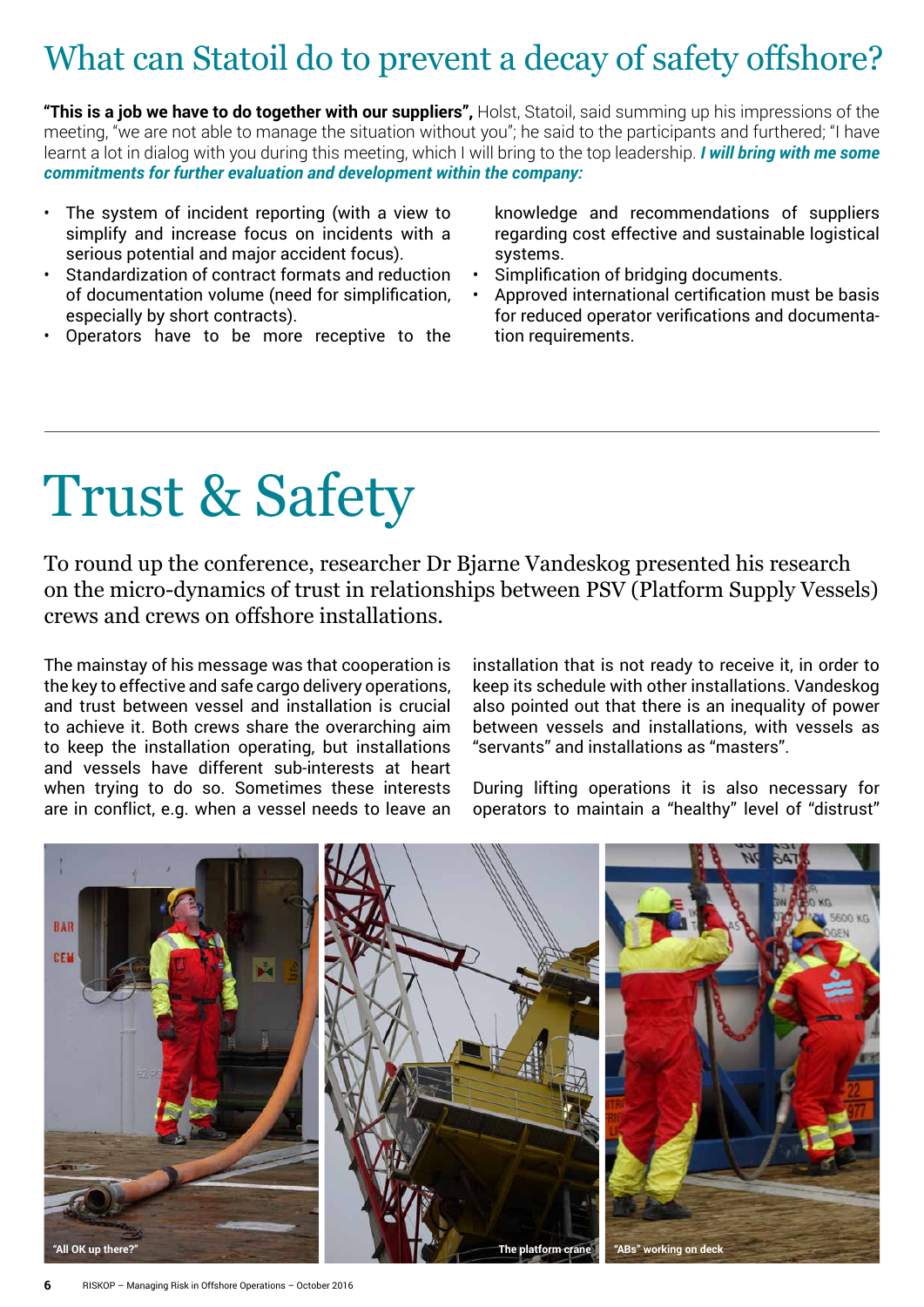# What can Statoil do to prevent a decay of safety offshore?

**"This is a job we have to do together with our suppliers",** Holst, Statoil, said summing up his impressions of the meeting, "we are not able to manage the situation without you"; he said to the participants and furthered; "I have learnt a lot in dialog with you during this meeting, which I will bring to the top leadership. ***I will bring with me some commitments for further evaluation and development within the company:***

- The system of incident reporting (with a view to simplify and increase focus on incidents with a serious potential and major accident focus).
- Standardization of contract formats and reduction of documentation volume (need for simplification, especially by short contracts).
- Operators have to be more receptive to the knowledge and recommendations of suppliers regarding cost effective and sustainable logistical systems.
- Simplification of bridging documents.
- Approved international certification must be basis for reduced operator verifications and documentation requirements.

# Trust & Safety

To round up the conference, researcher Dr Bjarne Vandeskog presented his research on the micro-dynamics of trust in relationships between PSV (Platform Supply Vessels) crews and crews on offshore installations.

The mainstay of his message was that cooperation is the key to effective and safe cargo delivery operations, and trust between vessel and installation is crucial to achieve it. Both crews share the overarching aim to keep the installation operating, but installations and vessels have different sub-interests at heart when trying to do so. Sometimes these interests are in conflict, e.g. when a vessel needs to leave an installation that is not ready to receive it, in order to keep its schedule with other installations. Vandeskog also pointed out that there is an inequality of power between vessels and installations, with vessels as "servants" and installations as "masters".

During lifting operations it is also necessary for operators to maintain a "healthy" level of "distrust"

"All OK up there?"

The platform crane

"ABs" working on deck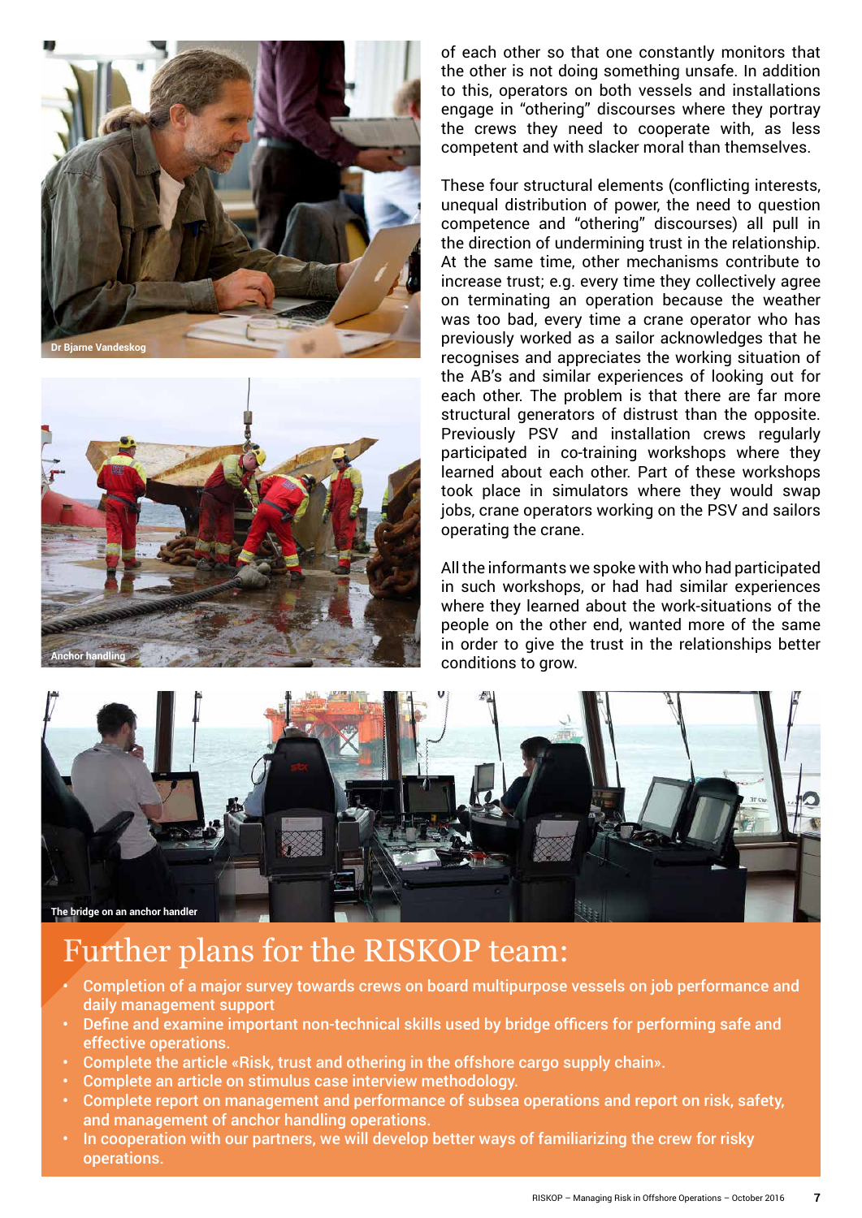Dr Bjarne Vandeskog

Anchor handling

of each other so that one constantly monitors that the other is not doing something unsafe. In addition to this, operators on both vessels and installations engage in "othering" discourses where they portray the crews they need to cooperate with, as less competent and with slacker moral than themselves.

These four structural elements (conflicting interests, unequal distribution of power, the need to question competence and "othering" discourses) all pull in the direction of undermining trust in the relationship. At the same time, other mechanisms contribute to increase trust; e.g. every time they collectively agree on terminating an operation because the weather was too bad, every time a crane operator who has previously worked as a sailor acknowledges that he recognises and appreciates the working situation of the AB's and similar experiences of looking out for each other. The problem is that there are far more structural generators of distrust than the opposite. Previously PSV and installation crews regularly participated in co-training workshops where they learned about each other. Part of these workshops took place in simulators where they would swap jobs, crane operators working on the PSV and sailors operating the crane.

All the informants we spoke with who had participated in such workshops, or had had similar experiences where they learned about the work-situations of the people on the other end, wanted more of the same in order to give the trust in the relationships better conditions to grow.

The bridge on an anchor handler

# Further plans for the RISKOP team:

- Completion of a major survey towards crews on board multipurpose vessels on job performance and daily management support
- Define and examine important non-technical skills used by bridge officers for performing safe and effective operations.
- Complete the article «Risk, trust and othering in the offshore cargo supply chain».
- Complete an article on stimulus case interview methodology.
- Complete report on management and performance of subsea operations and report on risk, safety, and management of anchor handling operations.
- In cooperation with our partners, we will develop better ways of familiarizing the crew for risky operations.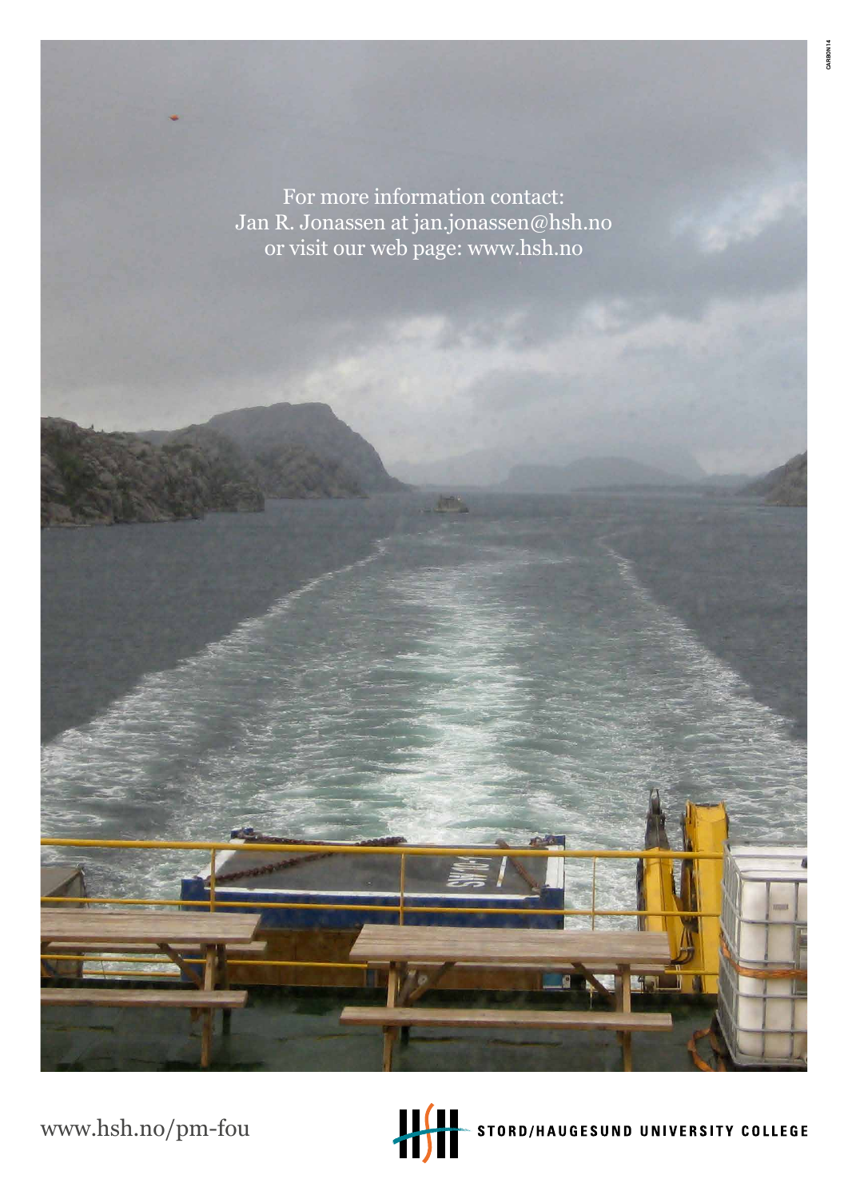For more information contact:
Jan R. Jonassen at jan.jonassen@hsh.no
or visit our web page: www.hsh.no

www.hsh.no/pm-fou

STORD/HAUGESUND UNIVERSITY COLLEGE